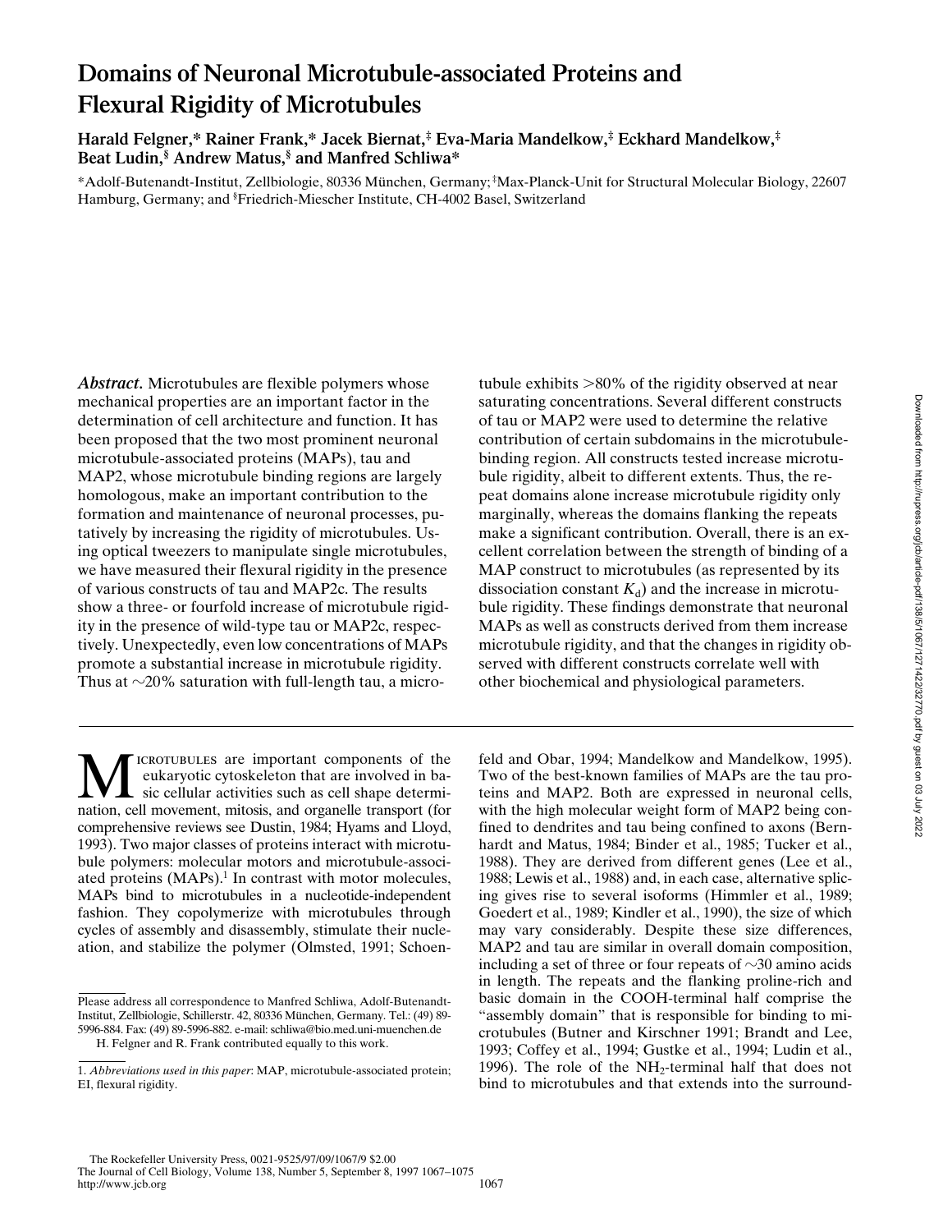# Domains of Neuronal Microtubule-associated Proteins and Flexural Rigidity of Microtubules

**Harald Felgner,\* Rainer Frank,\* Jacek Biernat,‡ Eva-Maria Mandelkow,‡ Eckhard Mandelkow,‡ Beat Ludin,§ Andrew Matus,§ and Manfred Schliwa\***

\*Adolf-Butenandt-Institut, Zellbiologie, 80336 München, Germany; ‡Max-Planck-Unit for Structural Molecular Biology, 22607 Hamburg, Germany; and §Friedrich-Miescher Institute, CH-4002 Basel, Switzerland

***Abstract.*** Microtubules are flexible polymers whose mechanical properties are an important factor in the determination of cell architecture and function. It has been proposed that the two most prominent neuronal microtubule-associated proteins (MAPs), tau and MAP2, whose microtubule binding regions are largely homologous, make an important contribution to the formation and maintenance of neuronal processes, putatively by increasing the rigidity of microtubules. Using optical tweezers to manipulate single microtubules, we have measured their flexural rigidity in the presence of various constructs of tau and MAP2c. The results show a three- or fourfold increase of microtubule rigidity in the presence of wild-type tau or MAP2c, respectively. Unexpectedly, even low concentrations of MAPs promote a substantial increase in microtubule rigidity. Thus at ~20% saturation with full-length tau, a microtubule exhibits >80% of the rigidity observed at near saturating concentrations. Several different constructs of tau or MAP2 were used to determine the relative contribution of certain subdomains in the microtubule-binding region. All constructs tested increase microtubule rigidity, albeit to different extents. Thus, the repeat domains alone increase microtubule rigidity only marginally, whereas the domains flanking the repeats make a significant contribution. Overall, there is an excellent correlation between the strength of binding of a MAP construct to microtubules (as represented by its dissociation constant $K_d$) and the increase in microtubule rigidity. These findings demonstrate that neuronal MAPs as well as constructs derived from them increase microtubule rigidity, and that the changes in rigidity observed with different constructs correlate well with other biochemical and physiological parameters.

Microtubules are important components of the eukaryotic cytoskeleton that are involved in basic cellular activities such as cell shape determination, cell movement, mitosis, and organelle transport (for comprehensive reviews see Dustin, 1984; Hyams and Lloyd, 1993). Two major classes of proteins interact with microtubule polymers: molecular motors and microtubule-associated proteins (MAPs).[1] In contrast with motor molecules, MAPs bind to microtubules in a nucleotide-independent fashion. They copolymerize with microtubules through cycles of assembly and disassembly, stimulate their nucleation, and stabilize the polymer (Olmsted, 1991; Schoenfeld and Obar, 1994; Mandelkow and Mandelkow, 1995). Two of the best-known families of MAPs are the tau proteins and MAP2. Both are expressed in neuronal cells, with the high molecular weight form of MAP2 being confined to dendrites and tau being confined to axons (Bernhardt and Matus, 1984; Binder et al., 1985; Tucker et al., 1988). They are derived from different genes (Lee et al., 1988; Lewis et al., 1988) and, in each case, alternative splicing gives rise to several isoforms (Himmler et al., 1989; Goedert et al., 1989; Kindler et al., 1990), the size of which may vary considerably. Despite these size differences, MAP2 and tau are similar in overall domain composition, including a set of three or four repeats of ~30 amino acids in length. The repeats and the flanking proline-rich and basic domain in the COOH-terminal half comprise the "assembly domain" that is responsible for binding to microtubules (Butner and Kirschner 1991; Brandt and Lee, 1993; Coffey et al., 1994; Gustke et al., 1994; Ludin et al., 1996). The role of the $NH_2$-terminal half that does not bind to microtubules and that extends into the surround-

Please address all correspondence to Manfred Schliwa, Adolf-Butenandt-Institut, Zellbiologie, Schillerstr. 42, 80336 München, Germany. Tel.: (49) 89-5996-884. Fax: (49) 89-5996-882. e-mail: schliwa@bio.med.uni-muenchen.de

H. Felgner and R. Frank contributed equally to this work.

1. *Abbreviations used in this paper*: MAP, microtubule-associated protein; EI, flexural rigidity.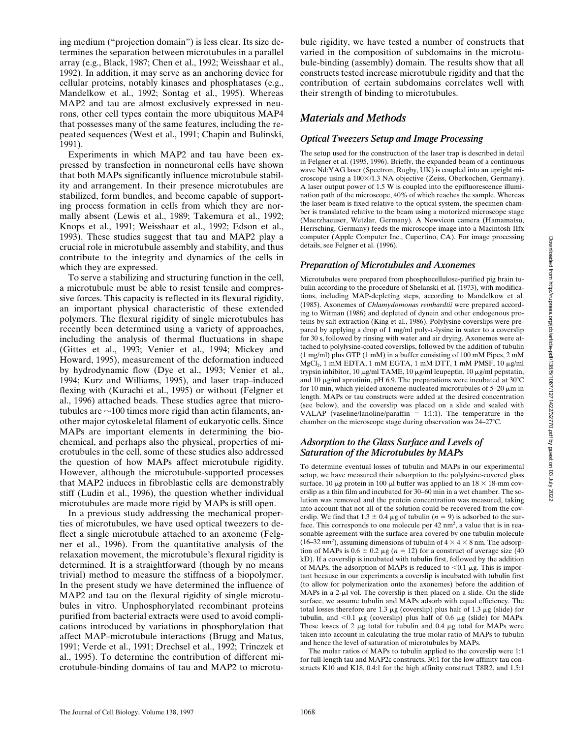ing medium ("projection domain") is less clear. Its size determines the separation between microtubules in a parallel array (e.g., Black, 1987; Chen et al., 1992; Weisshaar et al., 1992). In addition, it may serve as an anchoring device for cellular proteins, notably kinases and phosphatases (e.g., Mandelkow et al., 1992; Sontag et al., 1995). Whereas MAP2 and tau are almost exclusively expressed in neurons, other cell types contain the more ubiquitous MAP4 that possesses many of the same features, including the repeated sequences (West et al., 1991; Chapin and Bulinski, 1991).

Experiments in which MAP2 and tau have been expressed by transfection in nonneuronal cells have shown that both MAPs significantly influence microtubule stability and arrangement. In their presence microtubules are stabilized, form bundles, and become capable of supporting process formation in cells from which they are normally absent (Lewis et al., 1989; Takemura et al., 1992; Knops et al., 1991; Weisshaar et al., 1992; Edson et al., 1993). These studies suggest that tau and MAP2 play a crucial role in microtubule assembly and stability, and thus contribute to the integrity and dynamics of the cells in which they are expressed.

To serve a stabilizing and structuring function in the cell, a microtubule must be able to resist tensile and compressive forces. This capacity is reflected in its flexural rigidity, an important physical characteristic of these extended polymers. The flexural rigidity of single microtubules has recently been determined using a variety of approaches, including the analysis of thermal fluctuations in shape (Gittes et al., 1993; Venier et al., 1994; Mickey and Howard, 1995), measurement of the deformation induced by hydrodynamic flow (Dye et al., 1993; Venier et al., 1994; Kurz and Williams, 1995), and laser trap–induced flexing with (Kurachi et al., 1995) or without (Felgner et al., 1996) attached beads. These studies agree that microtubules are ~100 times more rigid than actin filaments, another major cytoskeletal filament of eukaryotic cells. Since MAPs are important elements in determining the biochemical, and perhaps also the physical, properties of microtubules in the cell, some of these studies also addressed the question of how MAPs affect microtubule rigidity. However, although the microtubule-supported processes that MAP2 induces in fibroblastic cells are demonstrably stiff (Ludin et al., 1996), the question whether individual microtubules are made more rigid by MAPs is still open.

In a previous study addressing the mechanical properties of microtubules, we have used optical tweezers to deflect a single microtubule attached to an axoneme (Felgner et al., 1996). From the quantitative analysis of the relaxation movement, the microtubule's flexural rigidity is determined. It is a straightforward (though by no means trivial) method to measure the stiffness of a biopolymer. In the present study we have determined the influence of MAP2 and tau on the flexural rigidity of single microtubules in vitro. Unphosphorylated recombinant proteins purified from bacterial extracts were used to avoid complications introduced by variations in phosphorylation that affect MAP–microtubule interactions (Brugg and Matus, 1991; Verde et al., 1991; Drechsel et al., 1992; Trinczek et al., 1995). To determine the contribution of different microtubule-binding domains of tau and MAP2 to microtubule rigidity, we have tested a number of constructs that varied in the composition of subdomains in the microtubule-binding (assembly) domain. The results show that all constructs tested increase microtubule rigidity and that the contribution of certain subdomains correlates well with their strength of binding to microtubules.

## Materials and Methods

### Optical Tweezers Setup and Image Processing

The setup used for the construction of the laser trap is described in detail in Felgner et al. (1995, 1996). Briefly, the expanded beam of a continuous wave Nd:YAG laser (Spectron, Rugby, UK) is coupled into an upright microscope using a 100×/1.3 NA objective (Zeiss, Oberkochen, Germany). A laser output power of 1.5 W is coupled into the epifluorescence illumination path of the microscope, 40% of which reaches the sample. Whereas the laser beam is fixed relative to the optical system, the specimen chamber is translated relative to the beam using a motorized microscope stage (Maerzhaeuser, Wetzlar, Germany). A Newvicon camera (Hamamatsu, Herrsching, Germany) feeds the microscope image into a Macintosh IIfx computer (Apple Computer Inc., Cupertino, CA). For image processing details, see Felgner et al. (1996).

### Preparation of Microtubules and Axonemes

Microtubules were prepared from phosphocellulose-purified pig brain tubulin according to the procedure of Shelanski et al. (1973), with modifications, including MAP-depleting steps, according to Mandelkow et al. (1985). Axonemes of *Chlamydomonas reinhardtii* were prepared according to Witman (1986) and depleted of dynein and other endogenous proteins by salt extraction (King et al., 1986). Polylysine coverslips were prepared by applying a drop of 1 mg/ml poly-L-lysine in water to a coverslip for 30 s, followed by rinsing with water and air drying. Axonemes were attached to polylysine-coated coverslips, followed by the addition of tubulin (1 mg/ml) plus GTP (1 mM) in a buffer consisting of 100 mM Pipes, 2 mM $MgCl_2$, 1 mM EDTA, 1 mM EGTA, 1 mM DTT, 1 mM PMSF, 10 μg/ml trypsin inhibitor, 10 μg/ml TAME, 10 μg/ml leupeptin, 10 μg/ml pepstatin, and 10 μg/ml aprotinin, pH 6.9. The preparations were incubated at 30°C for 10 min, which yielded axoneme-nucleated microtubules of 5–20 μm in length. MAPs or tau constructs were added at the desired concentration (see below), and the coverslip was placed on a slide and sealed with VALAP (vaseline/lanoline/paraffin = 1:1:1). The temperature in the chamber on the microscope stage during observation was 24–27°C.

### Adsorption to the Glass Surface and Levels of Saturation of the Microtubules by MAPs

To determine eventual losses of tubulin and MAPs in our experimental setup, we have measured their adsorption to the polylysine-covered glass surface. 10 μg protein in 100 μl buffer was applied to an 18 × 18-mm coverslip as a thin film and incubated for 30–60 min in a wet chamber. The solution was removed and the protein concentration was measured, taking into account that not all of the solution could be recovered from the coverslip. We find that 1.3 ± 0.4 μg of tubulin ($n = 9$) is adsorbed to the surface. This corresponds to one molecule per 42 $nm^2$, a value that is in reasonable agreement with the surface area covered by one tubulin molecule (16–32 $nm^2$), assuming dimensions of tubulin of 4 × 4 × 8 nm. The adsorption of MAPs is 0.6 ± 0.2 μg ($n = 12$) for a construct of average size (40 kD). If a coverslip is incubated with tubulin first, followed by the addition of MAPs, the adsorption of MAPs is reduced to <0.1 μg. This is important because in our experiments a coverslip is incubated with tubulin first (to allow for polymerization onto the axonemes) before the addition of MAPs in a 2-μl vol. The coverslip is then placed on a slide. On the slide surface, we assume tubulin and MAPs adsorb with equal efficiency. The total losses therefore are 1.3 μg (coverslip) plus half of 1.3 μg (slide) for tubulin, and <0.1 μg (coverslip) plus half of 0.6 μg (slide) for MAPs. These losses of 2 μg total for tubulin and 0.4 μg total for MAPs were taken into account in calculating the true molar ratio of MAPs to tubulin and hence the level of saturation of microtubules by MAPs.

The molar ratios of MAPs to tubulin applied to the coverslip were 1:1 for full-length tau and MAP2c constructs, 30:1 for the low affinity tau constructs K10 and K18, 0.4:1 for the high affinity construct T8R2, and 1.5:1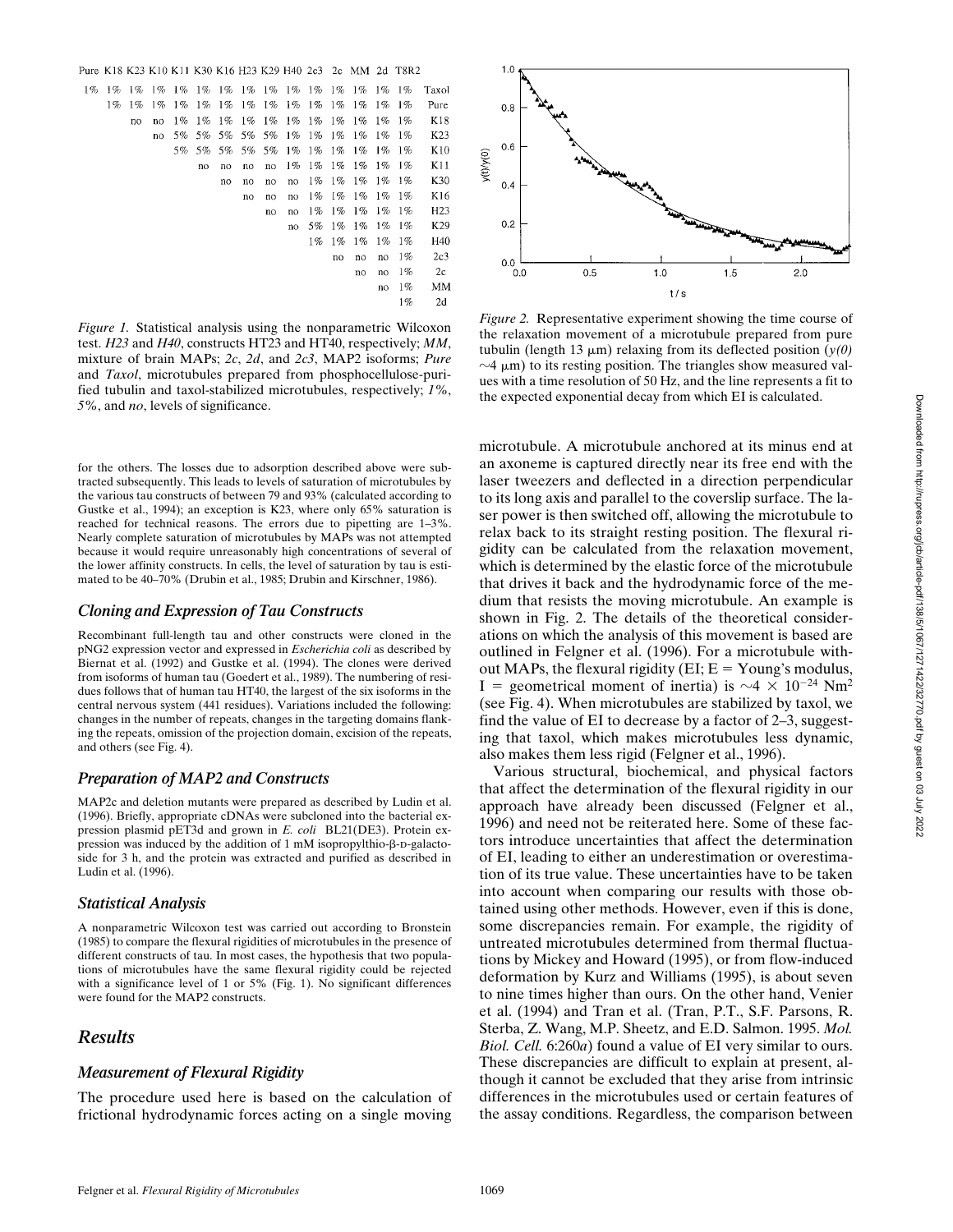| | Pure | K18 | K23 | K10 | K11 | K30 | K16 | H23 | K29 | H40 | 2c3 | 2c | MM | 2d | T8R2 |
|---|---|---|---|---|---|---|---|---|---|---|---|---|---|---|---|
| Taxol | 1% | 1% | 1% | 1% | 1% | 1% | 1% | 1% | 1% | 1% | 1% | 1% | 1% | 1% | 1% |
| Pure | | 1% | 1% | 1% | 1% | 1% | 1% | 1% | 1% | 1% | 1% | 1% | 1% | 1% | 1% |
| K18 | | | no | no | 1% | 1% | 1% | 1% | 1% | 1% | 1% | 1% | 1% | 1% | 1% |
| K23 | | | | no | 5% | 5% | 5% | 5% | 5% | 1% | 1% | 1% | 1% | 1% | 1% |
| K10 | | | | | 5% | 5% | 5% | 5% | 5% | 1% | 1% | 1% | 1% | 1% | 1% |
| K11 | | | | | | no | no | no | no | 1% | 1% | 1% | 1% | 1% | 1% |
| K30 | | | | | | | no | no | no | no | 1% | 1% | 1% | 1% | 1% |
| K16 | | | | | | | | no | no | no | 1% | 1% | 1% | 1% | 1% |
| H23 | | | | | | | | | no | no | 1% | 1% | 1% | 1% | 1% |
| K29 | | | | | | | | | | no | 5% | 1% | 1% | 1% | 1% |
| H40 | | | | | | | | | | | 1% | 1% | 1% | 1% | 1% |
| 2c3 | | | | | | | | | | | | no | no | no | 1% |
| 2c | | | | | | | | | | | | | no | no | 1% |
| MM | | | | | | | | | | | | | | no | 1% |
| 2d | | | | | | | | | | | | | | | 1% |

*Figure 1.* Statistical analysis using the nonparametric Wilcoxon test. *H23* and *H40*, constructs HT23 and HT40, respectively; *MM*, mixture of brain MAPs; *2c*, *2d*, and *2c3*, MAP2 isoforms; *Pure* and *Taxol*, microtubules prepared from phosphocellulose-purified tubulin and taxol-stabilized microtubules, respectively; *1%*, *5%*, and *no*, levels of significance.

for the others. The losses due to adsorption described above were subtracted subsequently. This leads to levels of saturation of microtubules by the various tau constructs of between 79 and 93% (calculated according to Gustke et al., 1994); an exception is K23, where only 65% saturation is reached for technical reasons. The errors due to pipetting are 1–3%. Nearly complete saturation of microtubules by MAPs was not attempted because it would require unreasonably high concentrations of several of the lower affinity constructs. In cells, the level of saturation by tau is estimated to be 40–70% (Drubin et al., 1985; Drubin and Kirschner, 1986).

### Cloning and Expression of Tau Constructs

Recombinant full-length tau and other constructs were cloned in the pNG2 expression vector and expressed in *Escherichia coli* as described by Biernat et al. (1992) and Gustke et al. (1994). The clones were derived from isoforms of human tau (Goedert et al., 1989). The numbering of residues follows that of human tau HT40, the largest of the six isoforms in the central nervous system (441 residues). Variations included the following: changes in the number of repeats, changes in the targeting domains flanking the repeats, omission of the projection domain, excision of the repeats, and others (see Fig. 4).

### Preparation of MAP2 and Constructs

MAP2c and deletion mutants were prepared as described by Ludin et al. (1996). Briefly, appropriate cDNAs were subcloned into the bacterial expression plasmid pET3d and grown in *E. coli* BL21(DE3). Protein expression was induced by the addition of 1 mM isopropylthio-β-D-galactoside for 3 h, and the protein was extracted and purified as described in Ludin et al. (1996).

### Statistical Analysis

A nonparametric Wilcoxon test was carried out according to Bronstein (1985) to compare the flexural rigidities of microtubules in the presence of different constructs of tau. In most cases, the hypothesis that two populations of microtubules have the same flexural rigidity could be rejected with a significance level of 1 or 5% (Fig. 1). No significant differences were found for the MAP2 constructs.

## Results

### Measurement of Flexural Rigidity

The procedure used here is based on the calculation of frictional hydrodynamic forces acting on a single moving microtubule. A microtubule anchored at its minus end at an axoneme is captured directly near its free end with the laser tweezers and deflected in a direction perpendicular to its long axis and parallel to the coverslip surface. The laser power is then switched off, allowing the microtubule to relax back to its straight resting position. The flexural rigidity can be calculated from the relaxation movement, which is determined by the elastic force of the microtubule that drives it back and the hydrodynamic force of the medium that resists the moving microtubule. An example is shown in Fig. 2. The details of the theoretical considerations on which the analysis of this movement is based are outlined in Felgner et al. (1996). For a microtubule without MAPs, the flexural rigidity (EI; E = Young's modulus, I = geometrical moment of inertia) is $\sim 4 \times 10^{-24}$ Nm$^2$ (see Fig. 4). When microtubules are stabilized by taxol, we find the value of EI to decrease by a factor of 2–3, suggesting that taxol, which makes microtubules less dynamic, also makes them less rigid (Felgner et al., 1996).

*Figure 2.* Representative experiment showing the time course of the relaxation movement of a microtubule prepared from pure tubulin (length 13 μm) relaxing from its deflected position (*y(0)* $\sim$4 μm) to its resting position. The triangles show measured values with a time resolution of 50 Hz, and the line represents a fit to the expected exponential decay from which EI is calculated.

Various structural, biochemical, and physical factors that affect the determination of the flexural rigidity in our approach have already been discussed (Felgner et al., 1996) and need not be reiterated here. Some of these factors introduce uncertainties that affect the determination of EI, leading to either an underestimation or overestimation of its true value. These uncertainties have to be taken into account when comparing our results with those obtained using other methods. However, even if this is done, some discrepancies remain. For example, the rigidity of untreated microtubules determined from thermal fluctuations by Mickey and Howard (1995), or from flow-induced deformation by Kurz and Williams (1995), is about seven to nine times higher than ours. On the other hand, Venier et al. (1994) and Tran et al. (Tran, P.T., S.F. Parsons, R. Sterba, Z. Wang, M.P. Sheetz, and E.D. Salmon. 1995. *Mol. Biol. Cell.* 6:260*a*) found a value of EI very similar to ours. These discrepancies are difficult to explain at present, although it cannot be excluded that they arise from intrinsic differences in the microtubules used or certain features of the assay conditions. Regardless, the comparison between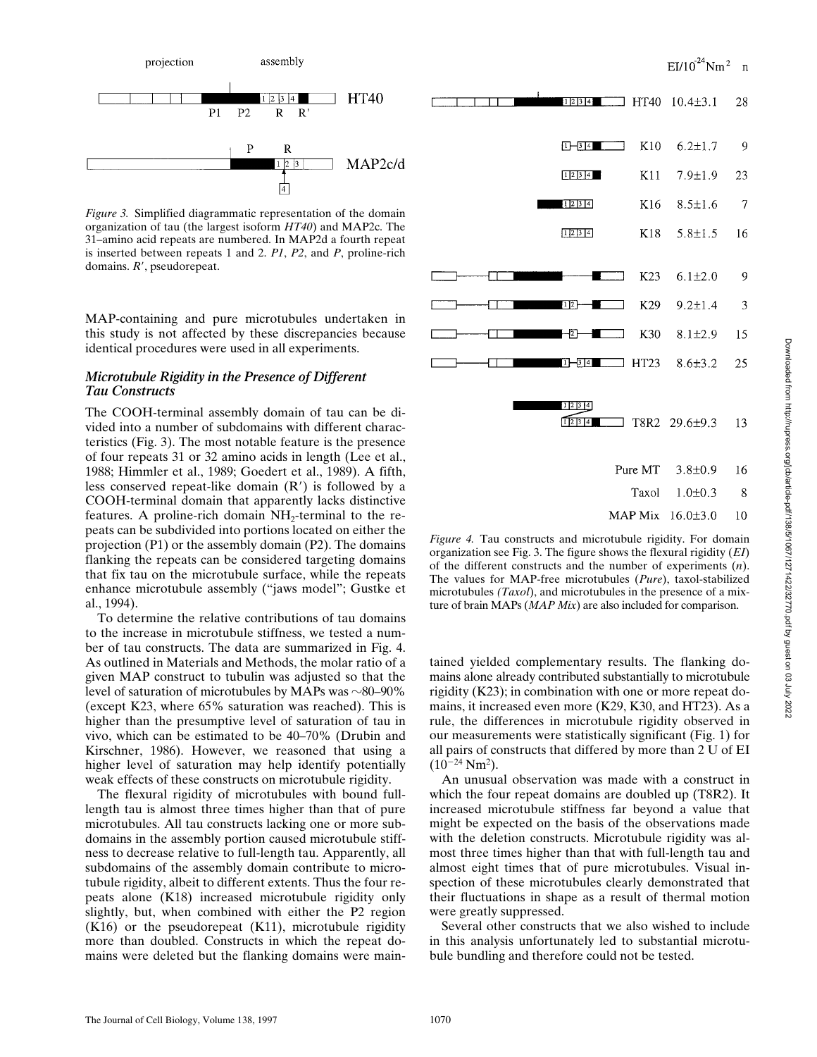*Figure 3.* Simplified diagrammatic representation of the domain organization of tau (the largest isoform *HT40*) and MAP2c. The 31–amino acid repeats are numbered. In MAP2d a fourth repeat is inserted between repeats 1 and 2. *P1*, *P2*, and *P*, proline-rich domains. *R′*, pseudorepeat.

MAP-containing and pure microtubules undertaken in this study is not affected by these discrepancies because identical procedures were used in all experiments.

### *Microtubule Rigidity in the Presence of Different Tau Constructs*

The COOH-terminal assembly domain of tau can be divided into a number of subdomains with different characteristics (Fig. 3). The most notable feature is the presence of four repeats 31 or 32 amino acids in length (Lee et al., 1988; Himmler et al., 1989; Goedert et al., 1989). A fifth, less conserved repeat-like domain (R′) is followed by a COOH-terminal domain that apparently lacks distinctive features. A proline-rich domain $NH_2$-terminal to the repeats can be subdivided into portions located on either the projection (P1) or the assembly domain (P2). The domains flanking the repeats can be considered targeting domains that fix tau on the microtubule surface, while the repeats enhance microtubule assembly ("jaws model"; Gustke et al., 1994).

To determine the relative contributions of tau domains to the increase in microtubule stiffness, we tested a number of tau constructs. The data are summarized in Fig. 4. As outlined in Materials and Methods, the molar ratio of a given MAP construct to tubulin was adjusted so that the level of saturation of microtubules by MAPs was ~80–90% (except K23, where 65% saturation was reached). This is higher than the presumptive level of saturation of tau in vivo, which can be estimated to be 40–70% (Drubin and Kirschner, 1986). However, we reasoned that using a higher level of saturation may help identify potentially weak effects of these constructs on microtubule rigidity.

The flexural rigidity of microtubules with bound full-length tau is almost three times higher than that of pure microtubules. All tau constructs lacking one or more subdomains in the assembly portion caused microtubule stiffness to decrease relative to full-length tau. Apparently, all subdomains of the assembly domain contribute to microtubule rigidity, albeit to different extents. Thus the four repeats alone (K18) increased microtubule rigidity only slightly, but, when combined with either the P2 region (K16) or the pseudorepeat (K11), microtubule rigidity more than doubled. Constructs in which the repeat domains were deleted but the flanking domains were maintained yielded complementary results. The flanking domains alone already contributed substantially to microtubule rigidity (K23); in combination with one or more repeat domains, it increased even more (K29, K30, and HT23). As a rule, the differences in microtubule rigidity observed in our measurements were statistically significant (Fig. 1) for all pairs of constructs that differed by more than 2 U of EI ($10^{-24}$ $Nm^2$).

An unusual observation was made with a construct in which the four repeat domains are doubled up (T8R2). It increased microtubule stiffness far beyond a value that might be expected on the basis of the observations made with the deletion constructs. Microtubule rigidity was almost three times higher than that with full-length tau and almost eight times that of pure microtubules. Visual inspection of these microtubules clearly demonstrated that their fluctuations in shape as a result of thermal motion were greatly suppressed.

Several other constructs that we also wished to include in this analysis unfortunately led to substantial microtubule bundling and therefore could not be tested.

| Construct | $EI/10^{-24}Nm^2$ | n |
|---|---|---|
| HT40 | 10.4±3.1 | 28 |
| K10 | 6.2±1.7 | 9 |
| K11 | 7.9±1.9 | 23 |
| K16 | 8.5±1.6 | 7 |
| K18 | 5.8±1.5 | 16 |
| K23 | 6.1±2.0 | 9 |
| K29 | 9.2±1.4 | 3 |
| K30 | 8.1±2.9 | 15 |
| HT23 | 8.6±3.2 | 25 |
| T8R2 | 29.6±9.3 | 13 |
| Pure MT | 3.8±0.9 | 16 |
| Taxol | 1.0±0.3 | 8 |
| MAP Mix | 16.0±3.0 | 10 |

*Figure 4.* Tau constructs and microtubule rigidity. For domain organization see Fig. 3. The figure shows the flexural rigidity (*EI*) of the different constructs and the number of experiments (*n*). The values for MAP-free microtubules (*Pure*), taxol-stabilized microtubules *(Taxol*), and microtubules in the presence of a mixture of brain MAPs (*MAP Mix*) are also included for comparison.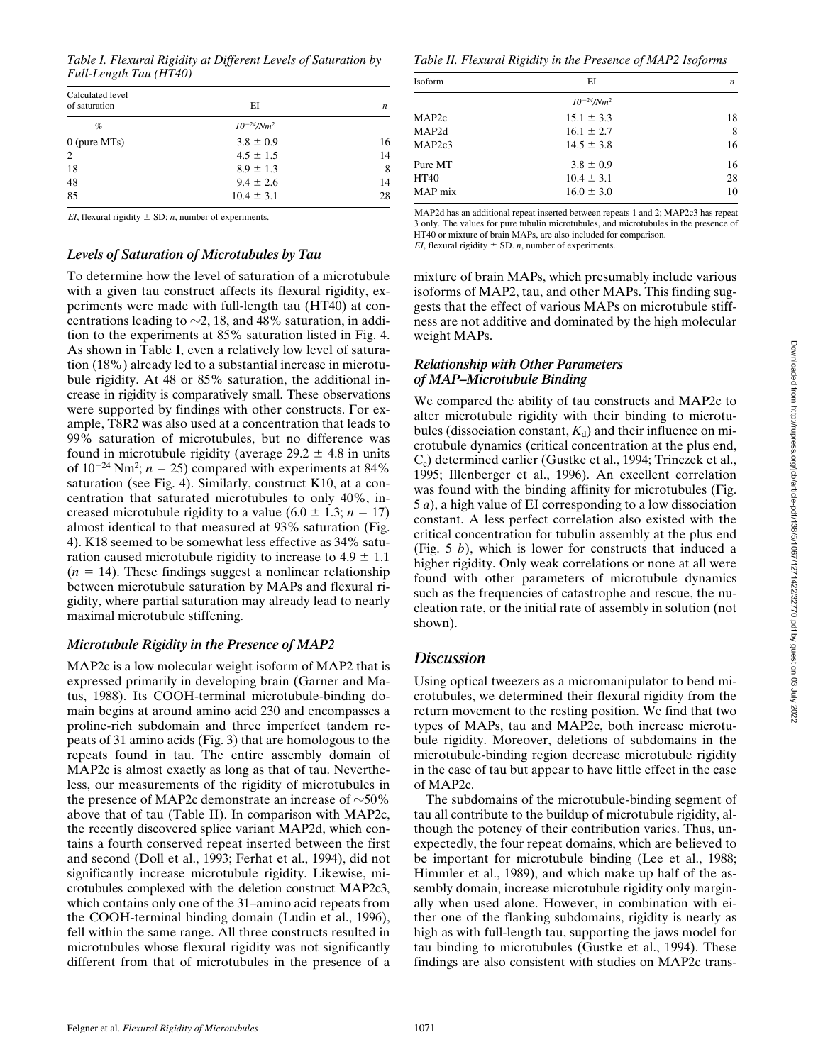*Table I. Flexural Rigidity at Different Levels of Saturation by Full-Length Tau (HT40)*

| Calculated level of saturation | EI | $n$ |
|---|---|---|
| % | $10^{-24}/Nm^2$ | |
| 0 (pure MTs) | 3.8 ± 0.9 | 16 |
| 2 | 4.5 ± 1.5 | 14 |
| 18 | 8.9 ± 1.3 | 8 |
| 48 | 9.4 ± 2.6 | 14 |
| 85 | 10.4 ± 3.1 | 28 |

*EI*, flexural rigidity ± SD; *n*, number of experiments.

### *Levels of Saturation of Microtubules by Tau*

To determine how the level of saturation of a microtubule with a given tau construct affects its flexural rigidity, experiments were made with full-length tau (HT40) at concentrations leading to ~2, 18, and 48% saturation, in addition to the experiments at 85% saturation listed in Fig. 4. As shown in Table I, even a relatively low level of saturation (18%) already led to a substantial increase in microtubule rigidity. At 48 or 85% saturation, the additional increase in rigidity is comparatively small. These observations were supported by findings with other constructs. For example, T8R2 was also used at a concentration that leads to 99% saturation of microtubules, but no difference was found in microtubule rigidity (average 29.2 ± 4.8 in units of $10^{-24}$ Nm$^2$; $n = 25$) compared with experiments at 84% saturation (see Fig. 4). Similarly, construct K10, at a concentration that saturated microtubules to only 40%, increased microtubule rigidity to a value (6.0 ± 1.3; $n = 17$) almost identical to that measured at 93% saturation (Fig. 4). K18 seemed to be somewhat less effective as 34% saturation caused microtubule rigidity to increase to 4.9 ± 1.1 ($n = 14$). These findings suggest a nonlinear relationship between microtubule saturation by MAPs and flexural rigidity, where partial saturation may already lead to nearly maximal microtubule stiffening.

### *Microtubule Rigidity in the Presence of MAP2*

MAP2c is a low molecular weight isoform of MAP2 that is expressed primarily in developing brain (Garner and Matus, 1988). Its COOH-terminal microtubule-binding domain begins at around amino acid 230 and encompasses a proline-rich subdomain and three imperfect tandem repeats of 31 amino acids (Fig. 3) that are homologous to the repeats found in tau. The entire assembly domain of MAP2c is almost exactly as long as that of tau. Nevertheless, our measurements of the rigidity of microtubules in the presence of MAP2c demonstrate an increase of ~50% above that of tau (Table II). In comparison with MAP2c, the recently discovered splice variant MAP2d, which contains a fourth conserved repeat inserted between the first and second (Doll et al., 1993; Ferhat et al., 1994), did not significantly increase microtubule rigidity. Likewise, microtubules complexed with the deletion construct MAP2c3, which contains only one of the 31–amino acid repeats from the COOH-terminal binding domain (Ludin et al., 1996), fell within the same range. All three constructs resulted in microtubules whose flexural rigidity was not significantly different from that of microtubules in the presence of a mixture of brain MAPs, which presumably include various isoforms of MAP2, tau, and other MAPs. This finding suggests that the effect of various MAPs on microtubule stiffness are not additive and dominated by the high molecular weight MAPs.

*Table II. Flexural Rigidity in the Presence of MAP2 Isoforms*

| Isoform | EI | $n$ |
|---|---|---|
| | $10^{-24}/Nm^2$ | |
| MAP2c | 15.1 ± 3.3 | 18 |
| MAP2d | 16.1 ± 2.7 | 8 |
| MAP2c3 | 14.5 ± 3.8 | 16 |
| Pure MT | 3.8 ± 0.9 | 16 |
| HT40 | 10.4 ± 3.1 | 28 |
| MAP mix | 16.0 ± 3.0 | 10 |

MAP2d has an additional repeat inserted between repeats 1 and 2; MAP2c3 has repeat 3 only. The values for pure tubulin microtubules, and microtubules in the presence of HT40 or mixture of brain MAPs, are also included for comparison.
*EI*, flexural rigidity ± SD. *n*, number of experiments.

### *Relationship with Other Parameters of MAP–Microtubule Binding*

We compared the ability of tau constructs and MAP2c to alter microtubule rigidity with their binding to microtubules (dissociation constant, $K_d$) and their influence on microtubule dynamics (critical concentration at the plus end, $C_c$) determined earlier (Gustke et al., 1994; Trinczek et al., 1995; Illenberger et al., 1996). An excellent correlation was found with the binding affinity for microtubules (Fig. 5 *a*), a high value of EI corresponding to a low dissociation constant. A less perfect correlation also existed with the critical concentration for tubulin assembly at the plus end (Fig. 5 *b*), which is lower for constructs that induced a higher rigidity. Only weak correlations or none at all were found with other parameters of microtubule dynamics such as the frequencies of catastrophe and rescue, the nucleation rate, or the initial rate of assembly in solution (not shown).

## *Discussion*

Using optical tweezers as a micromanipulator to bend microtubules, we determined their flexural rigidity from the return movement to the resting position. We find that two types of MAPs, tau and MAP2c, both increase microtubule rigidity. Moreover, deletions of subdomains in the microtubule-binding region decrease microtubule rigidity in the case of tau but appear to have little effect in the case of MAP2c.

The subdomains of the microtubule-binding segment of tau all contribute to the buildup of microtubule rigidity, although the potency of their contribution varies. Thus, unexpectedly, the four repeat domains, which are believed to be important for microtubule binding (Lee et al., 1988; Himmler et al., 1989), and which make up half of the assembly domain, increase microtubule rigidity only marginally when used alone. However, in combination with either one of the flanking subdomains, rigidity is nearly as high as with full-length tau, supporting the jaws model for tau binding to microtubules (Gustke et al., 1994). These findings are also consistent with studies on MAP2c trans-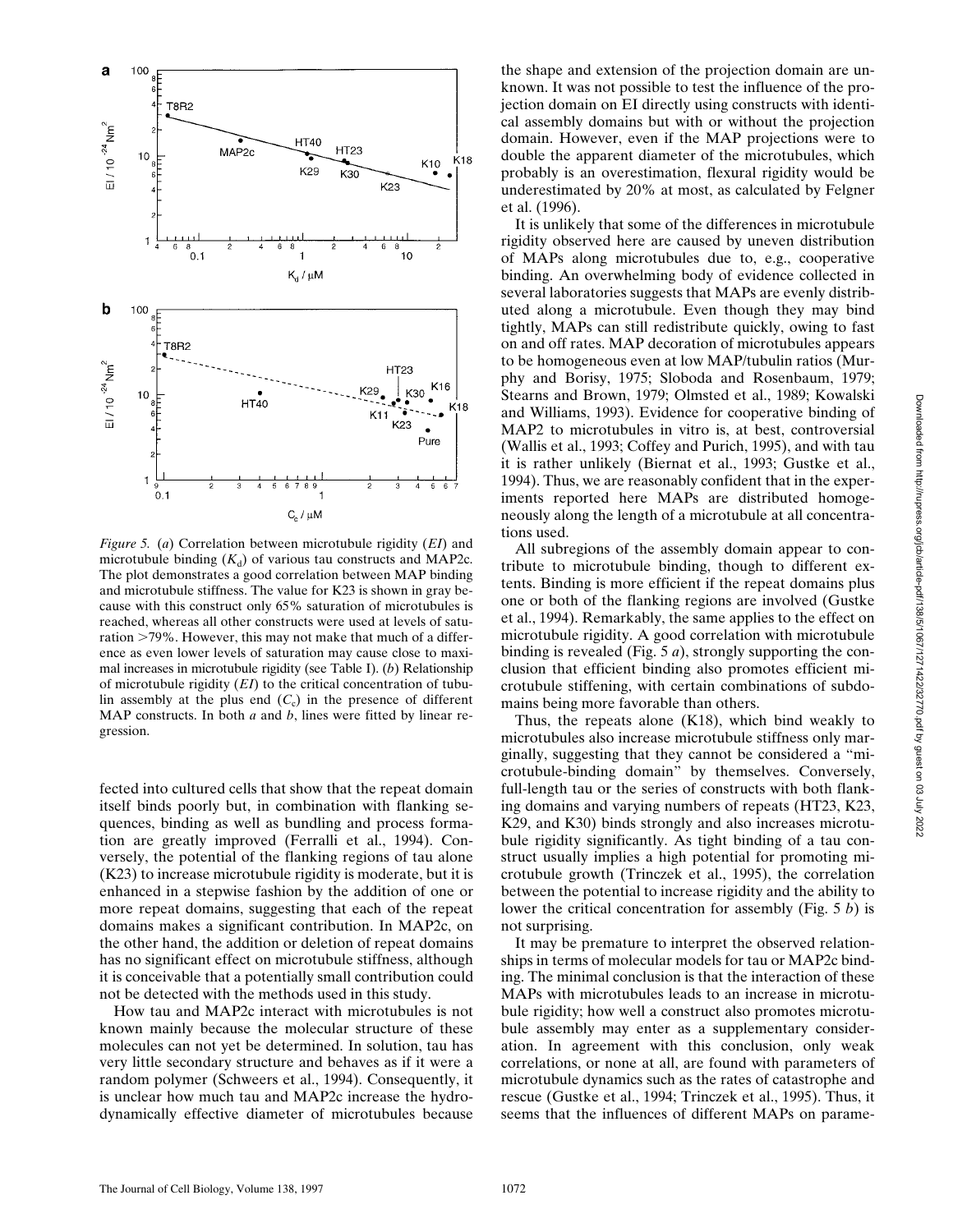*Figure 5.* (*a*) Correlation between microtubule rigidity (*EI*) and microtubule binding ($K_d$) of various tau constructs and MAP2c. The plot demonstrates a good correlation between MAP binding and microtubule stiffness. The value for K23 is shown in gray because with this construct only 65% saturation of microtubules is reached, whereas all other constructs were used at levels of saturation >79%. However, this may not make that much of a difference as even lower levels of saturation may cause close to maximal increases in microtubule rigidity (see Table I). (*b*) Relationship of microtubule rigidity (*EI*) to the critical concentration of tubulin assembly at the plus end ($C_c$) in the presence of different MAP constructs. In both *a* and *b*, lines were fitted by linear regression.

fected into cultured cells that show that the repeat domain itself binds poorly but, in combination with flanking sequences, binding as well as bundling and process formation are greatly improved (Ferralli et al., 1994). Conversely, the potential of the flanking regions of tau alone (K23) to increase microtubule rigidity is moderate, but it is enhanced in a stepwise fashion by the addition of one or more repeat domains, suggesting that each of the repeat domains makes a significant contribution. In MAP2c, on the other hand, the addition or deletion of repeat domains has no significant effect on microtubule stiffness, although it is conceivable that a potentially small contribution could not be detected with the methods used in this study.

How tau and MAP2c interact with microtubules is not known mainly because the molecular structure of these molecules can not yet be determined. In solution, tau has very little secondary structure and behaves as if it were a random polymer (Schweers et al., 1994). Consequently, it is unclear how much tau and MAP2c increase the hydrodynamically effective diameter of microtubules because the shape and extension of the projection domain are unknown. It was not possible to test the influence of the projection domain on EI directly using constructs with identical assembly domains but with or without the projection domain. However, even if the MAP projections were to double the apparent diameter of the microtubules, which probably is an overestimation, flexural rigidity would be underestimated by 20% at most, as calculated by Felgner et al. (1996).

It is unlikely that some of the differences in microtubule rigidity observed here are caused by uneven distribution of MAPs along microtubules due to, e.g., cooperative binding. An overwhelming body of evidence collected in several laboratories suggests that MAPs are evenly distributed along a microtubule. Even though they may bind tightly, MAPs can still redistribute quickly, owing to fast on and off rates. MAP decoration of microtubules appears to be homogeneous even at low MAP/tubulin ratios (Murphy and Borisy, 1975; Sloboda and Rosenbaum, 1979; Stearns and Brown, 1979; Olmsted et al., 1989; Kowalski and Williams, 1993). Evidence for cooperative binding of MAP2 to microtubules in vitro is, at best, controversial (Wallis et al., 1993; Coffey and Purich, 1995), and with tau it is rather unlikely (Biernat et al., 1993; Gustke et al., 1994). Thus, we are reasonably confident that in the experiments reported here MAPs are distributed homogeneously along the length of a microtubule at all concentrations used.

All subregions of the assembly domain appear to contribute to microtubule binding, though to different extents. Binding is more efficient if the repeat domains plus one or both of the flanking regions are involved (Gustke et al., 1994). Remarkably, the same applies to the effect on microtubule rigidity. A good correlation with microtubule binding is revealed (Fig. 5 *a*), strongly supporting the conclusion that efficient binding also promotes efficient microtubule stiffening, with certain combinations of subdomains being more favorable than others.

Thus, the repeats alone (K18), which bind weakly to microtubules also increase microtubule stiffness only marginally, suggesting that they cannot be considered a "microtubule-binding domain" by themselves. Conversely, full-length tau or the series of constructs with both flanking domains and varying numbers of repeats (HT23, K23, K29, and K30) binds strongly and also increases microtubule rigidity significantly. As tight binding of a tau construct usually implies a high potential for promoting microtubule growth (Trinczek et al., 1995), the correlation between the potential to increase rigidity and the ability to lower the critical concentration for assembly (Fig. 5 *b*) is not surprising.

It may be premature to interpret the observed relationships in terms of molecular models for tau or MAP2c binding. The minimal conclusion is that the interaction of these MAPs with microtubules leads to an increase in microtubule rigidity; how well a construct also promotes microtubule assembly may enter as a supplementary consideration. In agreement with this conclusion, only weak correlations, or none at all, are found with parameters of microtubule dynamics such as the rates of catastrophe and rescue (Gustke et al., 1994; Trinczek et al., 1995). Thus, it seems that the influences of different MAPs on parame-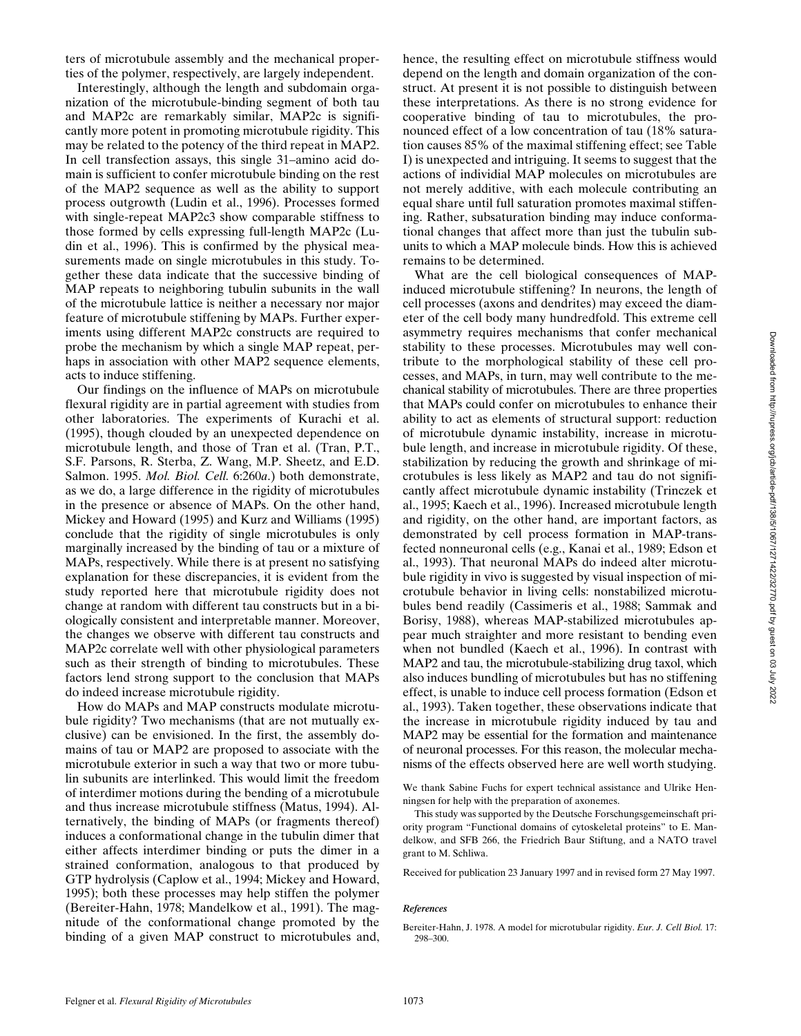ters of microtubule assembly and the mechanical properties of the polymer, respectively, are largely independent.

Interestingly, although the length and subdomain organization of the microtubule-binding segment of both tau and MAP2c are remarkably similar, MAP2c is significantly more potent in promoting microtubule rigidity. This may be related to the potency of the third repeat in MAP2. In cell transfection assays, this single 31–amino acid domain is sufficient to confer microtubule binding on the rest of the MAP2 sequence as well as the ability to support process outgrowth (Ludin et al., 1996). Processes formed with single-repeat MAP2c3 show comparable stiffness to those formed by cells expressing full-length MAP2c (Ludin et al., 1996). This is confirmed by the physical measurements made on single microtubules in this study. Together these data indicate that the successive binding of MAP repeats to neighboring tubulin subunits in the wall of the microtubule lattice is neither a necessary nor major feature of microtubule stiffening by MAPs. Further experiments using different MAP2c constructs are required to probe the mechanism by which a single MAP repeat, perhaps in association with other MAP2 sequence elements, acts to induce stiffening.

Our findings on the influence of MAPs on microtubule flexural rigidity are in partial agreement with studies from other laboratories. The experiments of Kurachi et al. (1995), though clouded by an unexpected dependence on microtubule length, and those of Tran et al. (Tran, P.T., S.F. Parsons, R. Sterba, Z. Wang, M.P. Sheetz, and E.D. Salmon. 1995. *Mol. Biol. Cell.* 6:260*a*.) both demonstrate, as we do, a large difference in the rigidity of microtubules in the presence or absence of MAPs. On the other hand, Mickey and Howard (1995) and Kurz and Williams (1995) conclude that the rigidity of single microtubules is only marginally increased by the binding of tau or a mixture of MAPs, respectively. While there is at present no satisfying explanation for these discrepancies, it is evident from the study reported here that microtubule rigidity does not change at random with different tau constructs but in a biologically consistent and interpretable manner. Moreover, the changes we observe with different tau constructs and MAP2c correlate well with other physiological parameters such as their strength of binding to microtubules. These factors lend strong support to the conclusion that MAPs do indeed increase microtubule rigidity.

How do MAPs and MAP constructs modulate microtubule rigidity? Two mechanisms (that are not mutually exclusive) can be envisioned. In the first, the assembly domains of tau or MAP2 are proposed to associate with the microtubule exterior in such a way that two or more tubulin subunits are interlinked. This would limit the freedom of interdimer motions during the bending of a microtubule and thus increase microtubule stiffness (Matus, 1994). Alternatively, the binding of MAPs (or fragments thereof) induces a conformational change in the tubulin dimer that either affects interdimer binding or puts the dimer in a strained conformation, analogous to that produced by GTP hydrolysis (Caplow et al., 1994; Mickey and Howard, 1995); both these processes may help stiffen the polymer (Bereiter-Hahn, 1978; Mandelkow et al., 1991). The magnitude of the conformational change promoted by the binding of a given MAP construct to microtubules and, hence, the resulting effect on microtubule stiffness would depend on the length and domain organization of the construct. At present it is not possible to distinguish between these interpretations. As there is no strong evidence for cooperative binding of tau to microtubules, the pronounced effect of a low concentration of tau (18% saturation causes 85% of the maximal stiffening effect; see Table I) is unexpected and intriguing. It seems to suggest that the actions of individial MAP molecules on microtubules are not merely additive, with each molecule contributing an equal share until full saturation promotes maximal stiffening. Rather, subsaturation binding may induce conformational changes that affect more than just the tubulin subunits to which a MAP molecule binds. How this is achieved remains to be determined.

What are the cell biological consequences of MAP-induced microtubule stiffening? In neurons, the length of cell processes (axons and dendrites) may exceed the diameter of the cell body many hundredfold. This extreme cell asymmetry requires mechanisms that confer mechanical stability to these processes. Microtubules may well contribute to the morphological stability of these cell processes, and MAPs, in turn, may well contribute to the mechanical stability of microtubules. There are three properties that MAPs could confer on microtubules to enhance their ability to act as elements of structural support: reduction of microtubule dynamic instability, increase in microtubule length, and increase in microtubule rigidity. Of these, stabilization by reducing the growth and shrinkage of microtubules is less likely as MAP2 and tau do not significantly affect microtubule dynamic instability (Trinczek et al., 1995; Kaech et al., 1996). Increased microtubule length and rigidity, on the other hand, are important factors, as demonstrated by cell process formation in MAP-transfected nonneuronal cells (e.g., Kanai et al., 1989; Edson et al., 1993). That neuronal MAPs do indeed alter microtubule rigidity in vivo is suggested by visual inspection of microtubule behavior in living cells: nonstabilized microtubules bend readily (Cassimeris et al., 1988; Sammak and Borisy, 1988), whereas MAP-stabilized microtubules appear much straighter and more resistant to bending even when not bundled (Kaech et al., 1996). In contrast with MAP2 and tau, the microtubule-stabilizing drug taxol, which also induces bundling of microtubules but has no stiffening effect, is unable to induce cell process formation (Edson et al., 1993). Taken together, these observations indicate that the increase in microtubule rigidity induced by tau and MAP2 may be essential for the formation and maintenance of neuronal processes. For this reason, the molecular mechanisms of the effects observed here are well worth studying.

We thank Sabine Fuchs for expert technical assistance and Ulrike Henningsen for help with the preparation of axonemes.

This study was supported by the Deutsche Forschungsgemeinschaft priority program "Functional domains of cytoskeletal proteins" to E. Mandelkow, and SFB 266, the Friedrich Baur Stiftung, and a NATO travel grant to M. Schliwa.

Received for publication 23 January 1997 and in revised form 27 May 1997.

### *References*

Bereiter-Hahn, J. 1978. A model for microtubular rigidity. *Eur. J. Cell Biol.* 17: 298–300.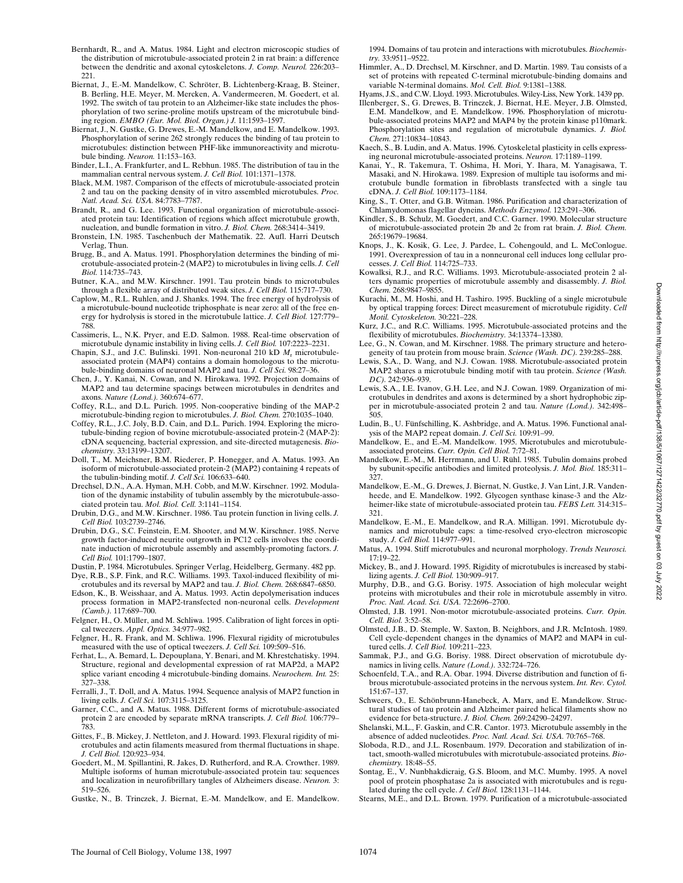Bernhardt, R., and A. Matus. 1984. Light and electron microscopic studies of the distribution of microtubule-associated protein 2 in rat brain: a difference between the dendritic and axonal cytoskeletons. *J. Comp. Neurol.* 226:203–221.

Biernat, J., E.-M. Mandelkow, C. Schröter, B. Lichtenberg-Kraag, B. Steiner, B. Berling, H.E. Meyer, M. Mercken, A. Vandermeeren, M. Goedert, et al. 1992. The switch of tau protein to an Alzheimer-like state includes the phosphorylation of two serine-proline motifs upstream of the microtubule binding region. *EMBO (Eur. Mol. Biol. Organ.) J.* 11:1593–1597.

Biernat, J., N. Gustke, G. Drewes, E.-M. Mandelkow, and E. Mandelkow. 1993. Phosphorylation of serine 262 strongly reduces the binding of tau protein to microtubules: distinction between PHF-like immunoreactivity and microtubule binding. *Neuron.* 11:153–163.

Binder, L.I., A. Frankfurter, and L. Rebhun. 1985. The distribution of tau in the mammalian central nervous system. *J. Cell Biol.* 101:1371–1378.

Black, M.M. 1987. Comparison of the effects of microtubule-associated protein 2 and tau on the packing density of in vitro assembled microtubules. *Proc. Natl. Acad. Sci. USA.* 84:7783–7787.

Brandt, R., and G. Lee. 1993. Functional organization of microtubule-associated protein tau: Identification of regions which affect microtubule growth, nucleation, and bundle formation in vitro. *J. Biol. Chem.* 268:3414–3419.

Bronstein, I.N. 1985. Taschenbuch der Mathematik. 22. Aufl. Harri Deutsch Verlag, Thun.

Brugg, B., and A. Matus. 1991. Phosphorylation determines the binding of microtubule-associated protein-2 (MAP2) to microtubules in living cells. *J. Cell Biol.* 114:735–743.

Butner, K.A., and M.W. Kirschner. 1991. Tau protein binds to microtubules through a flexible array of distributed weak sites. *J. Cell Biol.* 115:717–730.

Caplow, M., R.L. Ruhlen, and J. Shanks. 1994. The free energy of hydrolysis of a microtubule-bound nucleotide triphosphate is near zero: all of the free energy for hydrolysis is stored in the microtubule lattice. *J. Cell Biol.* 127:779–788.

Cassimeris, L., N.K. Pryer, and E.D. Salmon. 1988. Real-time observation of microtubule dynamic instability in living cells. *J. Cell Biol.* 107:2223–2231.

Chapin, S.J., and J.C. Bulinski. 1991. Non-neuronal 210 kD $M_r$ microtubule-associated protein (MAP4) contains a domain homologous to the microtubule-binding domains of neuronal MAP2 and tau. *J. Cell Sci.* 98:27–36.

Chen, J., Y. Kanai, N. Cowan, and N. Hirokawa. 1992. Projection domains of MAP2 and tau determine spacings between microtubules in dendrites and axons. *Nature (Lond.).* 360:674–677.

Coffey, R.L., and D.L. Purich. 1995. Non-cooperative binding of the MAP-2 microtubule-binding region to microtubules. *J. Biol. Chem.* 270:1035–1040.

Coffey, R.L., J.C. Joly, B.D. Cain, and D.L. Purich. 1994. Exploring the microtubule-binding region of bovine microtubule-associated protein-2 (MAP-2): cDNA sequencing, bacterial expression, and site-directed mutagenesis. *Biochemistry.* 33:13199–13207.

Doll, T., M. Meichsner, B.M. Riederer, P. Honegger, and A. Matus. 1993. An isoform of microtubule-associated protein-2 (MAP2) containing 4 repeats of the tubulin-binding motif. *J. Cell Sci.* 106:633–640.

Drechsel, D.N., A.A. Hyman, M.H. Cobb, and M.W. Kirschner. 1992. Modulation of the dynamic instability of tubulin assembly by the microtubule-associated protein tau. *Mol. Biol. Cell.* 3:1141–1154.

Drubin, D.G., and M.W. Kirschner. 1986. Tau protein function in living cells. *J. Cell Biol.* 103:2739–2746.

Drubin, D.G., S.C. Feinstein, E.M. Shooter, and M.W. Kirschner. 1985. Nerve growth factor-induced neurite outgrowth in PC12 cells involves the coordinate induction of microtubule assembly and assembly-promoting factors. *J. Cell Biol.* 101:1799–1807.

Dustin, P. 1984. Microtubules. Springer Verlag, Heidelberg, Germany. 482 pp.

Dye, R.B., S.P. Fink, and R.C. Williams. 1993. Taxol-induced flexibility of microtubules and its reversal by MAP2 and tau. *J. Biol. Chem.* 268:6847–6850.

Edson, K., B. Weisshaar, and A. Matus. 1993. Actin depolymerisation induces process formation in MAP2-transfected non-neuronal cells. *Development (Camb.).* 117:689–700.

Felgner, H., O. Müller, and M. Schliwa. 1995. Calibration of light forces in optical tweezers. *Appl. Optics.* 34:977–982.

Felgner, H., R. Frank, and M. Schliwa. 1996. Flexural rigidity of microtubules measured with the use of optical tweezers. *J. Cell Sci.* 109:509–516.

Ferhat, L., A. Bemard, L. Depouplana, Y. Benari, and M. Khrestchatisky. 1994. Structure, regional and developmental expression of rat MAP2d, a MAP2 splice variant encoding 4 microtubule-binding domains. *Neurochem. Int.* 25: 327–338.

Ferralli, J., T. Doll, and A. Matus. 1994. Sequence analysis of MAP2 function in living cells. *J. Cell Sci.* 107:3115–3125.

Garner, C.C., and A. Matus. 1988. Different forms of microtubule-associated protein 2 are encoded by separate mRNA transcripts. *J. Cell Biol.* 106:779–783.

Gittes, F., B. Mickey, J. Nettleton, and J. Howard. 1993. Flexural rigidity of microtubules and actin filaments measured from thermal fluctuations in shape. *J. Cell Biol.* 120:923–934.

Goedert, M., M. Spillantini, R. Jakes, D. Rutherford, and R.A. Crowther. 1989. Multiple isoforms of human microtubule-associated protein tau: sequences and localization in neurofibrillary tangles of Alzheimers disease. *Neuron.* 3: 519–526.

Gustke, N., B. Trinczek, J. Biernat, E.-M. Mandelkow, and E. Mandelkow. 1994. Domains of tau protein and interactions with microtubules. *Biochemistry.* 33:9511–9522.

Himmler, A., D. Drechsel, M. Kirschner, and D. Martin. 1989. Tau consists of a set of proteins with repeated C-terminal microtubule-binding domains and variable N-terminal domains. *Mol. Cell. Biol.* 9:1381–1388.

Hyams, J.S., and C.W. Lloyd. 1993. Microtubules. Wiley-Liss, New York. 1439 pp.

Illenberger, S., G. Drewes, B. Trinczek, J. Biernat, H.E. Meyer, J.B. Olmsted, E.M. Mandelkow, and E. Mandelkow. 1996. Phosphorylation of microtubule-associated proteins MAP2 and MAP4 by the protein kinase p110mark. Phosphorylation sites and regulation of microtubule dynamics. *J. Biol. Chem.* 271:10834–10843.

Kaech, S., B. Ludin, and A. Matus. 1996. Cytoskeletal plasticity in cells expressing neuronal microtubule-associated proteins. *Neuron.* 17:1189–1199.

Kanai, Y., R. Takemura, T. Oshima, H. Mori, Y. Ihara, M. Yanagisawa, T. Masaki, and N. Hirokawa. 1989. Expresion of multiple tau isoforms and microtubule bundle formation in fibroblasts transfected with a single tau cDNA. *J. Cell Biol.* 109:1173–1184.

King, S., T. Otter, and G.B. Witman. 1986. Purification and characterization of Chlamydomonas flagellar dyneins. *Methods Enzymol.* 123:291–306.

Kindler, S., B. Schulz, M. Goedert, and C.C. Garner. 1990. Molecular structure of microtubule-associated protein 2b and 2c from rat brain. *J. Biol. Chem.* 265:19679–19684.

Knops, J., K. Kosik, G. Lee, J. Pardee, L. Cohengould, and L. McConlogue. 1991. Overexpression of tau in a nonneuronal cell induces long cellular processes. *J. Cell Biol.* 114:725–733.

Kowalksi, R.J., and R.C. Williams. 1993. Microtubule-associated protein 2 alters dynamic properties of microtubule assembly and disassembly. *J. Biol. Chem.* 268:9847–9855.

Kurachi, M., M. Hoshi, and H. Tashiro. 1995. Buckling of a single microtubule by optical trapping forces: Direct measurement of microtubule rigidity. *Cell Motil. Cytoskeleton.* 30:221–228.

Kurz, J.C., and R.C. Williams. 1995. Microtubule-associated proteins and the flexibility of microtubules. *Biochemistry.* 34:13374–13380.

Lee, G., N. Cowan, and M. Kirschner. 1988. The primary structure and heterogeneity of tau protein from mouse brain. *Science (Wash. DC).* 239:285–288.

Lewis, S.A., D. Wang, and N.J. Cowan. 1988. Microtubule-associated protein MAP2 shares a microtubule binding motif with tau protein. *Science (Wash. DC).* 242:936–939.

Lewis, S.A., I.E. Ivanov, G.H. Lee, and N.J. Cowan. 1989. Organization of microtubules in dendrites and axons is determined by a short hydrophobic zipper in microtubule-associated protein 2 and tau. *Nature (Lond.).* 342:498–505.

Ludin, B., U. Fünfschilling, K. Ashbridge, and A. Matus. 1996. Functional analysis of the MAP2 repeat domain. *J. Cell Sci.* 109:91–99.

Mandelkow, E., and E.-M. Mandelkow. 1995. Microtubules and microtubule-associated proteins. *Curr. Opin. Cell Biol.* 7:72–81.

Mandelkow, E.-M., M. Herrmann, and U. Rühl. 1985. Tubulin domains probed by subunit-specific antibodies and limited proteolysis. *J. Mol. Biol.* 185:311–327.

Mandelkow, E.-M., G. Drewes, J. Biernat, N. Gustke, J. Van Lint, J.R. Vandenheede, and E. Mandelkow. 1992. Glycogen synthase kinase-3 and the Alzheimer-like state of microtubule-associated protein tau. *FEBS Lett.* 314:315–321.

Mandelkow, E.-M., E. Mandelkow, and R.A. Milligan. 1991. Microtubule dynamics and microtubule caps: a time-resolved cryo-electron microscopic study. *J. Cell Biol.* 114:977–991.

Matus, A. 1994. Stiff microtubules and neuronal morphology. *Trends Neurosci.* 17:19–22.

Mickey, B., and J. Howard. 1995. Rigidity of microtubules is increased by stabilizing agents. *J. Cell Biol.* 130:909–917.

Murphy, D.B., and G.G. Borisy. 1975. Association of high molecular weight proteins with microtubules and their role in microtubule assembly in vitro. *Proc. Natl. Acad. Sci. USA.* 72:2696–2700.

Olmsted, J.B. 1991. Non-motor microtubule-associated proteins. *Curr. Opin. Cell. Biol.* 3:52–58.

Olmsted, J.B., D. Stemple, W. Saxton, B. Neighbors, and J.R. McIntosh. 1989. Cell cycle-dependent changes in the dynamics of MAP2 and MAP4 in cultured cells. *J. Cell Biol.* 109:211–223.

Sammak, P.J., and G.G. Borisy. 1988. Direct observation of microtubule dynamics in living cells. *Nature (Lond.).* 332:724–726.

Schoenfeld, T.A., and R.A. Obar. 1994. Diverse distribution and function of fibrous microtubule-associated proteins in the nervous system. *Int. Rev. Cytol.* 151:67–137.

Schweers, O., E. Schönbrunn-Hanebeck, A. Marx, and E. Mandelkow. Structural studies of tau protein and Alzheimer paired helical filaments show no evidence for beta-structure. *J. Biol. Chem.* 269:24290–24297.

Shelanski, M.L., F. Gaskin, and C.R. Cantor. 1973. Microtubule assembly in the absence of added nucleotides. *Proc. Natl. Acad. Sci. USA.* 70:765–768.

Sloboda, R.D., and J.L. Rosenbaum. 1979. Decoration and stabilization of intact, smooth-walled microtubules with microtubule-associated proteins. *Biochemistry.* 18:48–55.

Sontag, E., V. Nunbhakdicraig, G.S. Bloom, and M.C. Mumby. 1995. A novel pool of protein phosphatase 2a is associated with microtubules and is regulated during the cell cycle. *J. Cell Biol.* 128:1131–1144.

Stearns, M.E., and D.L. Brown. 1979. Purification of a microtubule-associated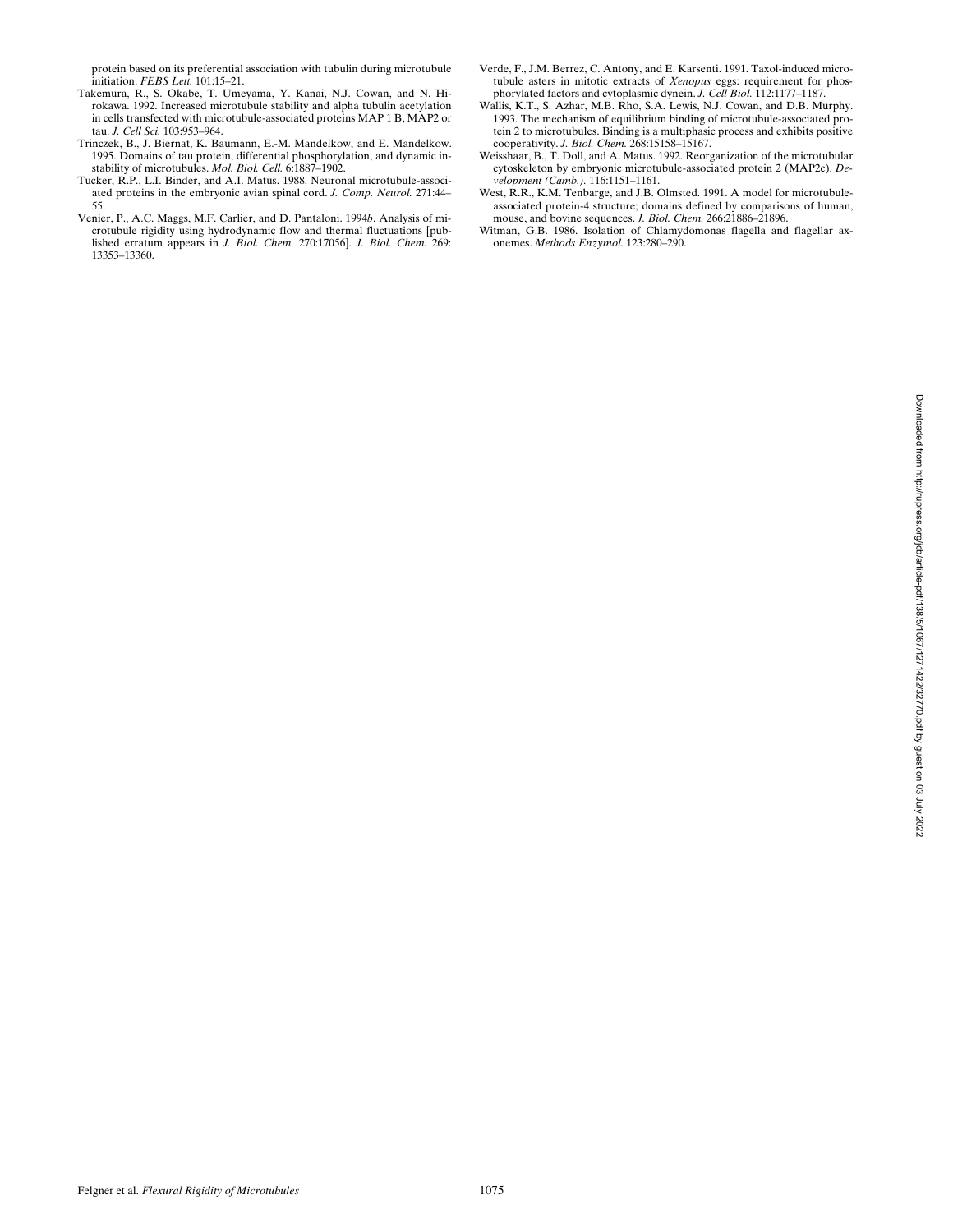protein based on its preferential association with tubulin during microtubule initiation. *FEBS Lett.* 101:15–21.

Takemura, R., S. Okabe, T. Umeyama, Y. Kanai, N.J. Cowan, and N. Hirokawa. 1992. Increased microtubule stability and alpha tubulin acetylation in cells transfected with microtubule-associated proteins MAP 1 B, MAP2 or tau. *J. Cell Sci.* 103:953–964.

Trinczek, B., J. Biernat, K. Baumann, E.-M. Mandelkow, and E. Mandelkow. 1995. Domains of tau protein, differential phosphorylation, and dynamic instability of microtubules. *Mol. Biol. Cell.* 6:1887–1902.

Tucker, R.P., L.I. Binder, and A.I. Matus. 1988. Neuronal microtubule-associated proteins in the embryonic avian spinal cord. *J. Comp. Neurol.* 271:44–55.

Venier, P., A.C. Maggs, M.F. Carlier, and D. Pantaloni. 1994*b*. Analysis of microtubule rigidity using hydrodynamic flow and thermal fluctuations [published erratum appears in *J. Biol. Chem.* 270:17056]. *J. Biol. Chem.* 269: 13353–13360.

Verde, F., J.M. Berrez, C. Antony, and E. Karsenti. 1991. Taxol-induced microtubule asters in mitotic extracts of *Xenopus* eggs: requirement for phosphorylated factors and cytoplasmic dynein. *J. Cell Biol.* 112:1177–1187.

Wallis, K.T., S. Azhar, M.B. Rho, S.A. Lewis, N.J. Cowan, and D.B. Murphy. 1993. The mechanism of equilibrium binding of microtubule-associated protein 2 to microtubules. Binding is a multiphasic process and exhibits positive cooperativity. *J. Biol. Chem.* 268:15158–15167.

Weisshaar, B., T. Doll, and A. Matus. 1992. Reorganization of the microtubular cytoskeleton by embryonic microtubule-associated protein 2 (MAP2c). *Development (Camb.).* 116:1151–1161.

West, R.R., K.M. Tenbarge, and J.B. Olmsted. 1991. A model for microtubule-associated protein-4 structure; domains defined by comparisons of human, mouse, and bovine sequences. *J. Biol. Chem.* 266:21886–21896.

Witman, G.B. 1986. Isolation of Chlamydomonas flagella and flagellar axonemes. *Methods Enzymol.* 123:280–290.